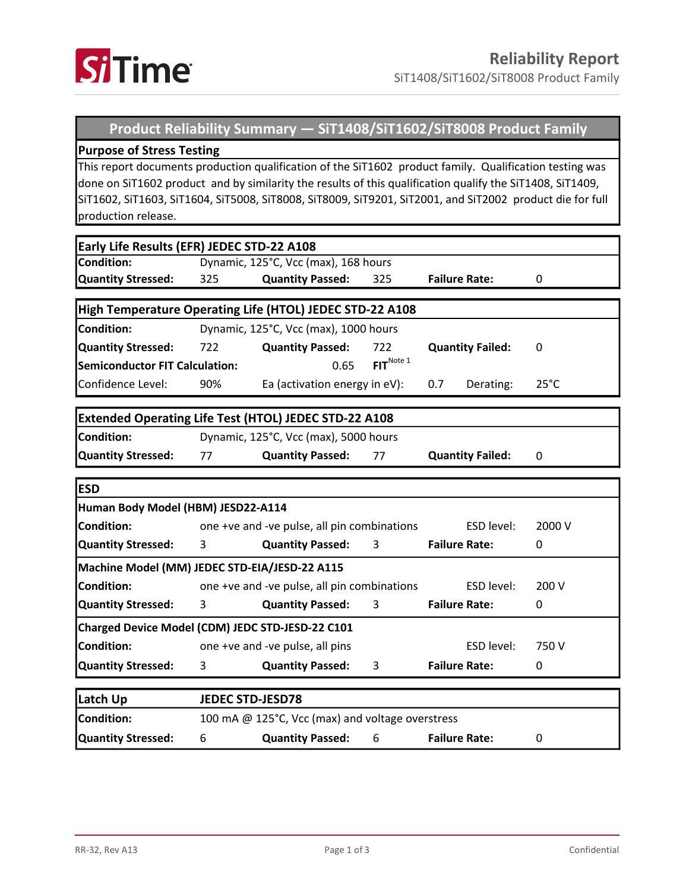# Reliability Report

SiT1408/SiT1602/SiT8008 Product Family

## Product Reliability Summary — SiT1408/SiT1602/SiT8008 Product Family

**Purpose of Stress Testing**

This report documents production qualification of the SiT1602 product family. Qualification testing was done on SiT1602 product and by similarity the results of this qualification qualify the SiT1408, SiT1409, SiT1602, SiT1603, SiT1604, SiT5008, SiT8008, SiT8009, SiT9201, SiT2001, and SiT2002 product die for full production release.

| **Early Life Results (EFR) JEDEC STD-22 A108** | | | | | |
|---|---|---|---|---|---|
| **Condition:** | Dynamic, 125°C, Vcc (max), 168 hours | | | | |
| **Quantity Stressed:** | 325 | **Quantity Passed:** | 325 | **Failure Rate:** | 0 |

| **High Temperature Operating Life (HTOL) JEDEC STD-22 A108** | | | | | | |
|---|---|---|---|---|---|---|
| **Condition:** | Dynamic, 125°C, Vcc (max), 1000 hours | | | | | |
| **Quantity Stressed:** | 722 | **Quantity Passed:** | 722 | **Quantity Failed:** | | 0 |
| **Semiconductor FIT Calculation:** | | 0.65 | **FIT**[Note 1] | | | |
| Confidence Level: | 90% | Ea (activation energy in eV): | | 0.7 | Derating: | 25°C |

| **Extended Operating Life Test (HTOL) JEDEC STD-22 A108** | | | | | |
|---|---|---|---|---|---|
| **Condition:** | Dynamic, 125°C, Vcc (max), 5000 hours | | | | |
| **Quantity Stressed:** | 77 | **Quantity Passed:** | 77 | **Quantity Failed:** | 0 |

| **ESD** | | | | | |
|---|---|---|---|---|---|
| **Human Body Model (HBM) JESD22-A114** | | | | | |
| **Condition:** | one +ve and -ve pulse, all pin combinations | | | ESD level: | 2000 V |
| **Quantity Stressed:** | 3 | **Quantity Passed:** | 3 | **Failure Rate:** | 0 |
| **Machine Model (MM) JEDEC STD-EIA/JESD-22 A115** | | | | | |
| **Condition:** | one +ve and -ve pulse, all pin combinations | | | ESD level: | 200 V |
| **Quantity Stressed:** | 3 | **Quantity Passed:** | 3 | **Failure Rate:** | 0 |
| **Charged Device Model (CDM) JEDC STD-JESD-22 C101** | | | | | |
| **Condition:** | one +ve and -ve pulse, all pins | | | ESD level: | 750 V |
| **Quantity Stressed:** | 3 | **Quantity Passed:** | 3 | **Failure Rate:** | 0 |

| **Latch Up** | **JEDEC STD-JESD78** | | | | |
|---|---|---|---|---|---|
| **Condition:** | 100 mA @ 125°C, Vcc (max) and voltage overstress | | | | |
| **Quantity Stressed:** | 6 | **Quantity Passed:** | 6 | **Failure Rate:** | 0 |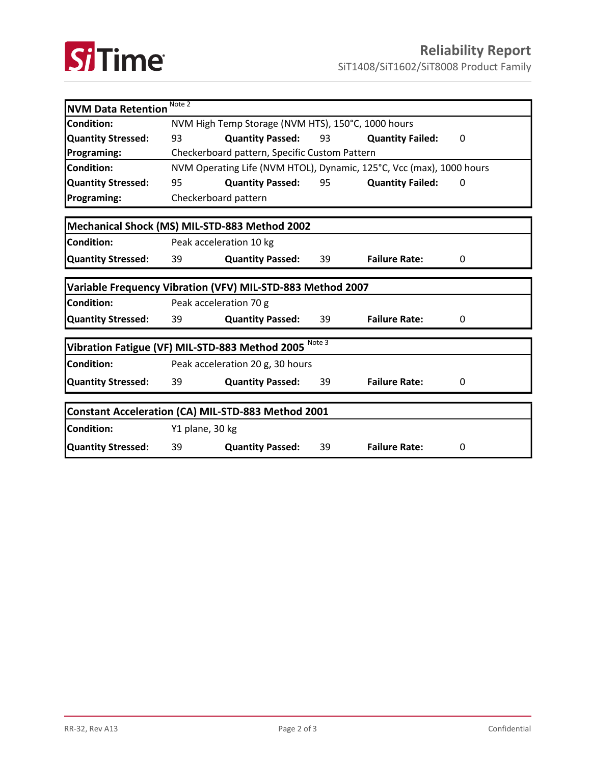| NVM Data Retention [Note 2] | | | | | |
|---|---|---|---|---|---|
| **Condition:** | NVM High Temp Storage (NVM HTS), 150°C, 1000 hours | | | | |
| **Quantity Stressed:** | 93 | **Quantity Passed:** | 93 | **Quantity Failed:** | 0 |
| **Programing:** | Checkerboard pattern, Specific Custom Pattern | | | | |
| **Condition:** | NVM Operating Life (NVM HTOL), Dynamic, 125°C, Vcc (max), 1000 hours | | | | |
| **Quantity Stressed:** | 95 | **Quantity Passed:** | 95 | **Quantity Failed:** | 0 |
| **Programing:** | Checkerboard pattern | | | | |

| Mechanical Shock (MS) MIL-STD-883 Method 2002 | | | | | |
|---|---|---|---|---|---|
| **Condition:** | Peak acceleration 10 kg | | | | |
| **Quantity Stressed:** | 39 | **Quantity Passed:** | 39 | **Failure Rate:** | 0 |

| Variable Frequency Vibration (VFV) MIL-STD-883 Method 2007 | | | | | |
|---|---|---|---|---|---|
| **Condition:** | Peak acceleration 70 g | | | | |
| **Quantity Stressed:** | 39 | **Quantity Passed:** | 39 | **Failure Rate:** | 0 |

| Vibration Fatigue (VF) MIL-STD-883 Method 2005 [Note 3] | | | | | |
|---|---|---|---|---|---|
| **Condition:** | Peak acceleration 20 g, 30 hours | | | | |
| **Quantity Stressed:** | 39 | **Quantity Passed:** | 39 | **Failure Rate:** | 0 |

| Constant Acceleration (CA) MIL-STD-883 Method 2001 | | | | | |
|---|---|---|---|---|---|
| **Condition:** | Y1 plane, 30 kg | | | | |
| **Quantity Stressed:** | 39 | **Quantity Passed:** | 39 | **Failure Rate:** | 0 |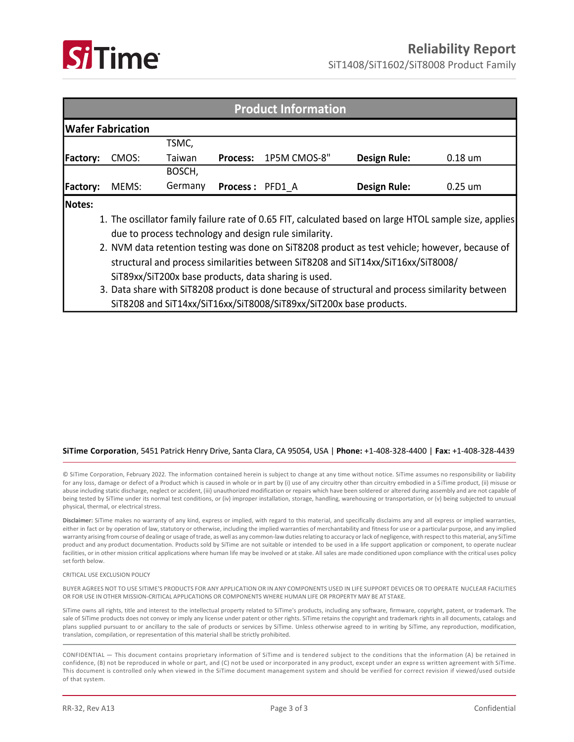## Product Information

**Wafer Fabrication**

| | | | | | | |
|---|---|---|---|---|---|---|
| **Factory:** | CMOS: | TSMC, Taiwan | **Process:** | 1P5M CMOS-8" | **Design Rule:** | 0.18 um |
| **Factory:** | MEMS: | BOSCH, Germany | **Process :** | PFD1_A | **Design Rule:** | 0.25 um |

**Notes:**

1. The oscillator family failure rate of 0.65 FIT, calculated based on large HTOL sample size, applies due to process technology and design rule similarity.
2. NVM data retention testing was done on SiT8208 product as test vehicle; however, because of structural and process similarities between SiT8208 and SiT14xx/SiT16xx/SiT8008/SiT89xx/SiT200x base products, data sharing is used.
3. Data share with SiT8208 product is done because of structural and process similarity between SiT8208 and SiT14xx/SiT16xx/SiT8008/SiT89xx/SiT200x base products.

**SiTime Corporation**, 5451 Patrick Henry Drive, Santa Clara, CA 95054, USA | **Phone:** +1-408-328-4400 | **Fax:** +1-408-328-4439

© SiTime Corporation, February 2022. The information contained herein is subject to change at any time without notice. SiTime assumes no responsibility or liability for any loss, damage or defect of a Product which is caused in whole or in part by (i) use of any circuitry other than circuitry embodied in a SiTime product, (ii) misuse or abuse including static discharge, neglect or accident, (iii) unauthorized modification or repairs which have been soldered or altered during assembly and are not capable of being tested by SiTime under its normal test conditions, or (iv) improper installation, storage, handling, warehousing or transportation, or (v) being subjected to unusual physical, thermal, or electrical stress.

**Disclaimer:** SiTime makes no warranty of any kind, express or implied, with regard to this material, and specifically disclaims any and all express or implied warranties, either in fact or by operation of law, statutory or otherwise, including the implied warranties of merchantability and fitness for use or a particular purpose, and any implied warranty arising from course of dealing or usage of trade, as well as any common-law duties relating to accuracy or lack of negligence, with respect to this material, any SiTime product and any product documentation. Products sold by SiTime are not suitable or intended to be used in a life support application or component, to operate nuclear facilities, or in other mission critical applications where human life may be involved or at stake. All sales are made conditioned upon compliance with the critical uses policy set forth below.

CRITICAL USE EXCLUSION POLICY

BUYER AGREES NOT TO USE SITIME'S PRODUCTS FOR ANY APPLICATION OR IN ANY COMPONENTS USED IN LIFE SUPPORT DEVICES OR TO OPERATE NUCLEAR FACILITIES OR FOR USE IN OTHER MISSION-CRITICAL APPLICATIONS OR COMPONENTS WHERE HUMAN LIFE OR PROPERTY MAY BE AT STAKE.

SiTime owns all rights, title and interest to the intellectual property related to SiTime's products, including any software, firmware, copyright, patent, or trademark. The sale of SiTime products does not convey or imply any license under patent or other rights. SiTime retains the copyright and trademark rights in all documents, catalogs and plans supplied pursuant to or ancillary to the sale of products or services by SiTime. Unless otherwise agreed to in writing by SiTime, any reproduction, modification, translation, compilation, or representation of this material shall be strictly prohibited.

CONFIDENTIAL — This document contains proprietary information of SiTime and is tendered subject to the conditions that the information (A) be retained in confidence, (B) not be reproduced in whole or part, and (C) not be used or incorporated in any product, except under an express written agreement with SiTime. This document is controlled only when viewed in the SiTime document management system and should be verified for correct revision if viewed/used outside of that system.